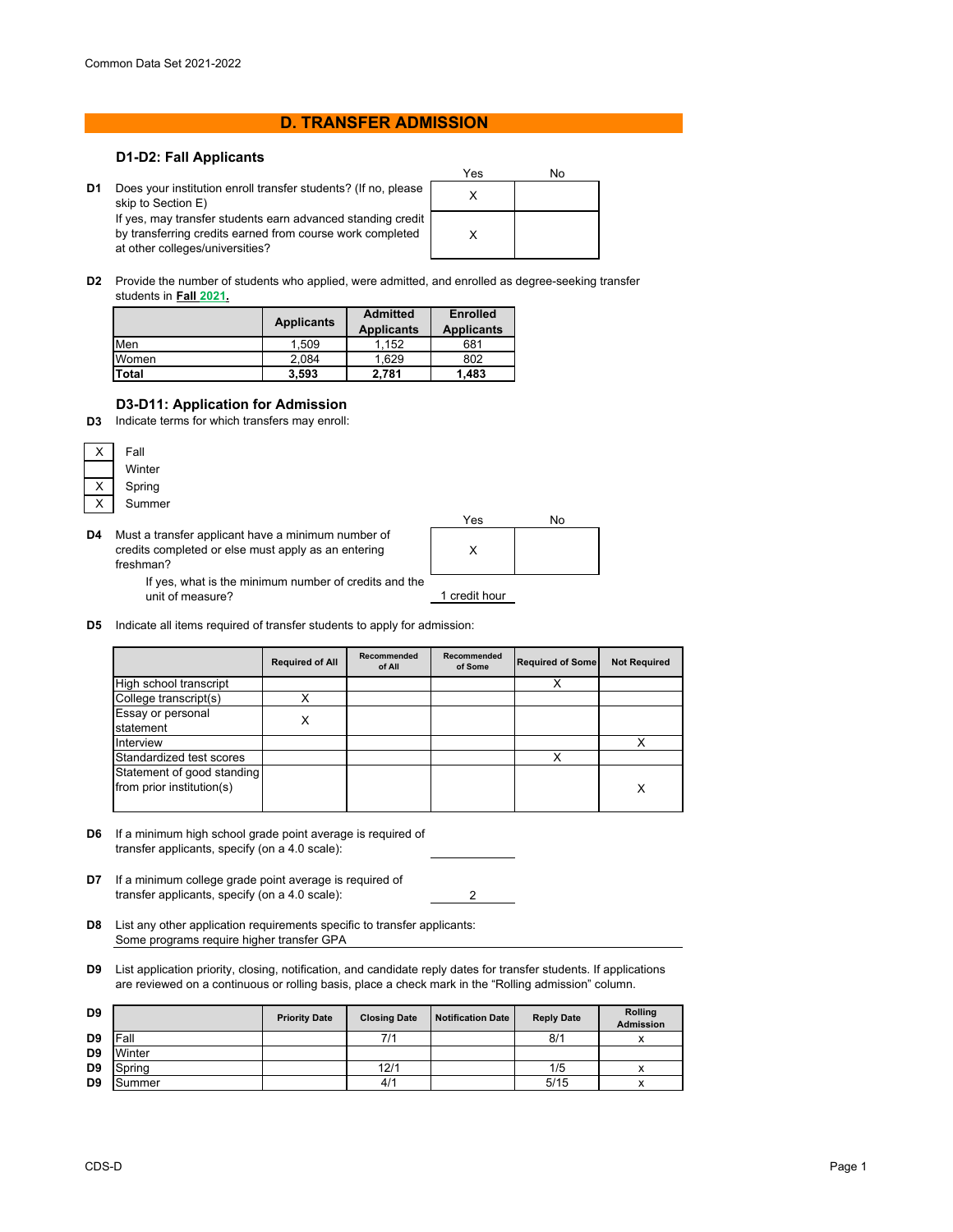Common Data Set 2021-2022

# D. TRANSFER ADMISSION

## D1-D2: Fall Applicants

| | | Yes | No |
|---|---|---|---|
| D1 | Does your institution enroll transfer students? (If no, please skip to Section E) | X | |
| | If yes, may transfer students earn advanced standing credit by transferring credits earned from course work completed at other colleges/universities? | X | |

**D2** Provide the number of students who applied, were admitted, and enrolled as degree-seeking transfer students in **Fall 2021.**

| | Applicants | Admitted Applicants | Enrolled Applicants |
|---|---|---|---|
| Men | 1,509 | 1,152 | 681 |
| Women | 2,084 | 1,629 | 802 |
| **Total** | **3,593** | **2,781** | **1,483** |

## D3-D11: Application for Admission

**D3** Indicate terms for which transfers may enroll:

| | |
|---|---|
| X | Fall |
| | Winter |
| X | Spring |
| X | Summer |

| | | Yes | No |
|---|---|---|---|
| D4 | Must a transfer applicant have a minimum number of credits completed or else must apply as an entering freshman? | X | |
| | If yes, what is the minimum number of credits and the unit of measure? | 1 credit hour | |

**D5** Indicate all items required of transfer students to apply for admission:

| | Required of All | Recommended of All | Recommended of Some | Required of Some | Not Required |
|---|---|---|---|---|---|
| High school transcript | | | | X | |
| College transcript(s) | X | | | | |
| Essay or personal statement | X | | | | |
| Interview | | | | | X |
| Standardized test scores | | | | X | |
| Statement of good standing from prior institution(s) | | | | | X |

**D6** If a minimum high school grade point average is required of transfer applicants, specify (on a 4.0 scale):

**D7** If a minimum college grade point average is required of transfer applicants, specify (on a 4.0 scale): 2

**D8** List any other application requirements specific to transfer applicants:
Some programs require higher transfer GPA

**D9** List application priority, closing, notification, and candidate reply dates for transfer students. If applications are reviewed on a continuous or rolling basis, place a check mark in the "Rolling admission" column.

| D9 | | Priority Date | Closing Date | Notification Date | Reply Date | Rolling Admission |
|---|---|---|---|---|---|---|
| D9 | Fall | | 7/1 | | 8/1 | x |
| D9 | Winter | | | | | |
| D9 | Spring | | 12/1 | | 1/5 | x |
| D9 | Summer | | 4/1 | | 5/15 | x |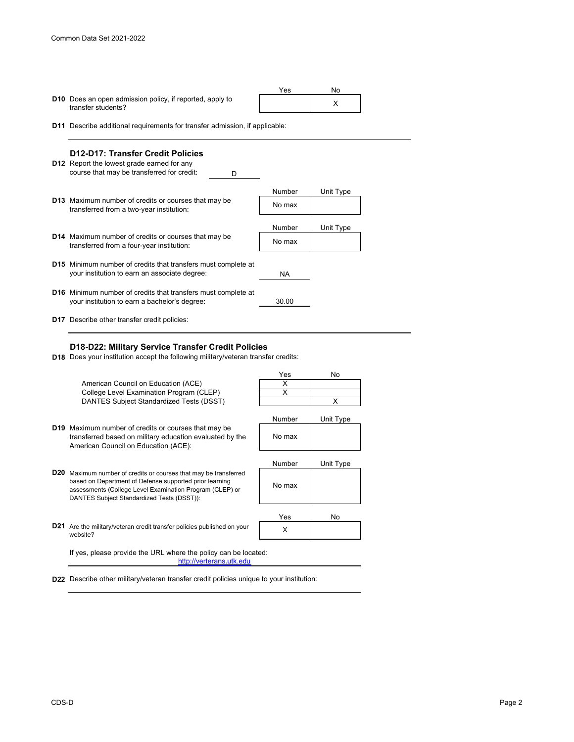| | Yes | No |
|---|---|---|
| **D10** Does an open admission policy, if reported, apply to transfer students? | | X |

**D11** Describe additional requirements for transfer admission, if applicable:

### D12-D17: Transfer Credit Policies

**D12** Report the lowest grade earned for any course that may be transferred for credit: D

| | Number | Unit Type |
|---|---|---|
| **D13** Maximum number of credits or courses that may be transferred from a two-year institution: | No max | |
| **D14** Maximum number of credits or courses that may be transferred from a four-year institution: | No max | |

**D15** Minimum number of credits that transfers must complete at your institution to earn an associate degree: NA

**D16** Minimum number of credits that transfers must complete at your institution to earn a bachelor's degree: 30.00

**D17** Describe other transfer credit policies:

### D18-D22: Military Service Transfer Credit Policies

**D18** Does your institution accept the following military/veteran transfer credits:

| | Yes | No |
|---|---|---|
| American Council on Education (ACE) | X | |
| College Level Examination Program (CLEP) | X | |
| DANTES Subject Standardized Tests (DSST) | | X |

| | Number | Unit Type |
|---|---|---|
| **D19** Maximum number of credits or courses that may be transferred based on military education evaluated by the American Council on Education (ACE): | No max | |
| **D20** Maximum number of credits or courses that may be transferred based on Department of Defense supported prior learning assessments (College Level Examination Program (CLEP) or DANTES Subject Standardized Tests (DSST)): | No max | |

| | Yes | No |
|---|---|---|
| **D21** Are the military/veteran credit transfer policies published on your website? | X | |

If yes, please provide the URL where the policy can be located: http://verterans.utk.edu

**D22** Describe other military/veteran transfer credit policies unique to your institution: